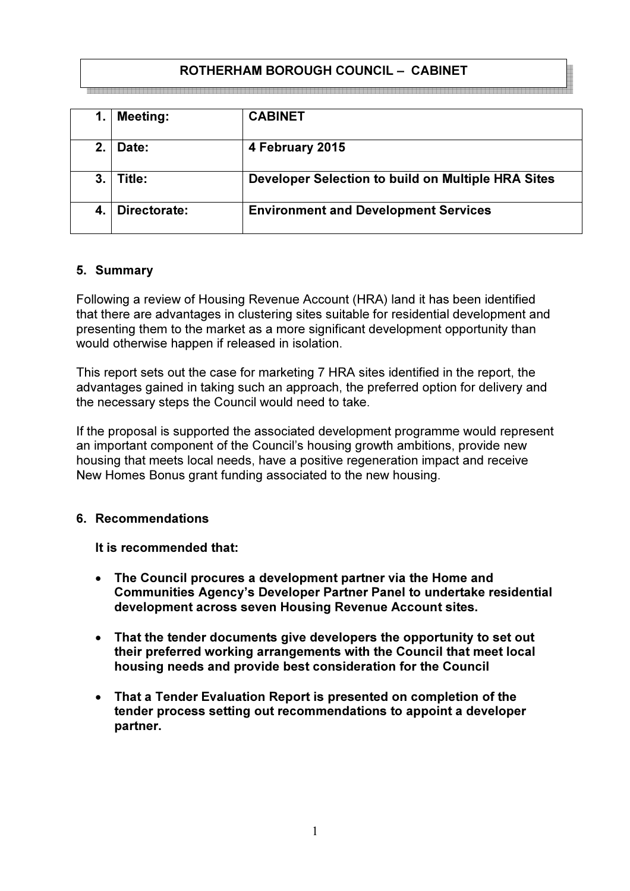# ROTHERHAM BOROUGH COUNCIL – CABINET

| | | |
|---|---|---|
| **1.** | **Meeting:** | **CABINET** |
| **2.** | **Date:** | **4 February 2015** |
| **3.** | **Title:** | **Developer Selection to build on Multiple HRA Sites** |
| **4.** | **Directorate:** | **Environment and Development Services** |

## 5. Summary

Following a review of Housing Revenue Account (HRA) land it has been identified that there are advantages in clustering sites suitable for residential development and presenting them to the market as a more significant development opportunity than would otherwise happen if released in isolation.

This report sets out the case for marketing 7 HRA sites identified in the report, the advantages gained in taking such an approach, the preferred option for delivery and the necessary steps the Council would need to take.

If the proposal is supported the associated development programme would represent an important component of the Council's housing growth ambitions, provide new housing that meets local needs, have a positive regeneration impact and receive New Homes Bonus grant funding associated to the new housing.

## 6. Recommendations

**It is recommended that:**

- **The Council procures a development partner via the Home and Communities Agency's Developer Partner Panel to undertake residential development across seven Housing Revenue Account sites.**
- **That the tender documents give developers the opportunity to set out their preferred working arrangements with the Council that meet local housing needs and provide best consideration for the Council**
- **That a Tender Evaluation Report is presented on completion of the tender process setting out recommendations to appoint a developer partner.**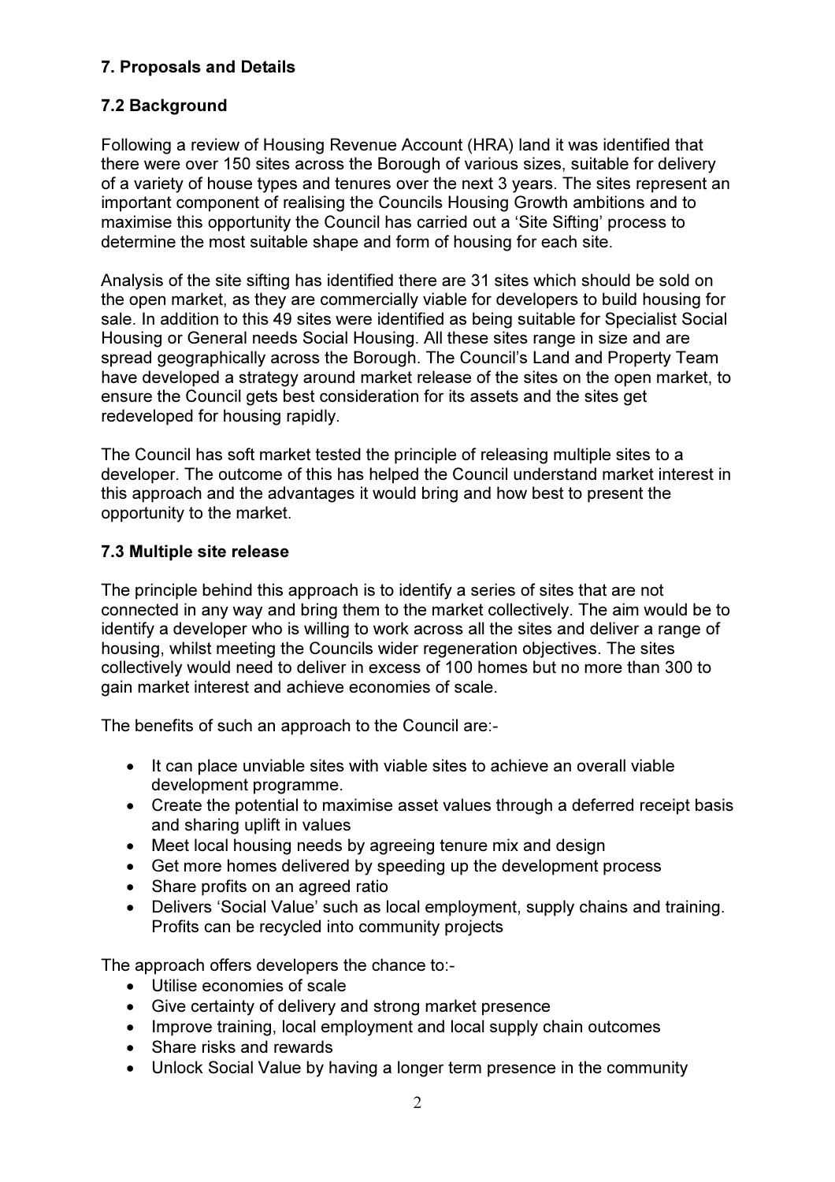## 7. Proposals and Details

### 7.2 Background

Following a review of Housing Revenue Account (HRA) land it was identified that there were over 150 sites across the Borough of various sizes, suitable for delivery of a variety of house types and tenures over the next 3 years. The sites represent an important component of realising the Councils Housing Growth ambitions and to maximise this opportunity the Council has carried out a 'Site Sifting' process to determine the most suitable shape and form of housing for each site.

Analysis of the site sifting has identified there are 31 sites which should be sold on the open market, as they are commercially viable for developers to build housing for sale. In addition to this 49 sites were identified as being suitable for Specialist Social Housing or General needs Social Housing. All these sites range in size and are spread geographically across the Borough. The Council's Land and Property Team have developed a strategy around market release of the sites on the open market, to ensure the Council gets best consideration for its assets and the sites get redeveloped for housing rapidly.

The Council has soft market tested the principle of releasing multiple sites to a developer. The outcome of this has helped the Council understand market interest in this approach and the advantages it would bring and how best to present the opportunity to the market.

### 7.3 Multiple site release

The principle behind this approach is to identify a series of sites that are not connected in any way and bring them to the market collectively. The aim would be to identify a developer who is willing to work across all the sites and deliver a range of housing, whilst meeting the Councils wider regeneration objectives. The sites collectively would need to deliver in excess of 100 homes but no more than 300 to gain market interest and achieve economies of scale.

The benefits of such an approach to the Council are:-

- It can place unviable sites with viable sites to achieve an overall viable development programme.
- Create the potential to maximise asset values through a deferred receipt basis and sharing uplift in values
- Meet local housing needs by agreeing tenure mix and design
- Get more homes delivered by speeding up the development process
- Share profits on an agreed ratio
- Delivers 'Social Value' such as local employment, supply chains and training. Profits can be recycled into community projects

The approach offers developers the chance to:-

- Utilise economies of scale
- Give certainty of delivery and strong market presence
- Improve training, local employment and local supply chain outcomes
- Share risks and rewards
- Unlock Social Value by having a longer term presence in the community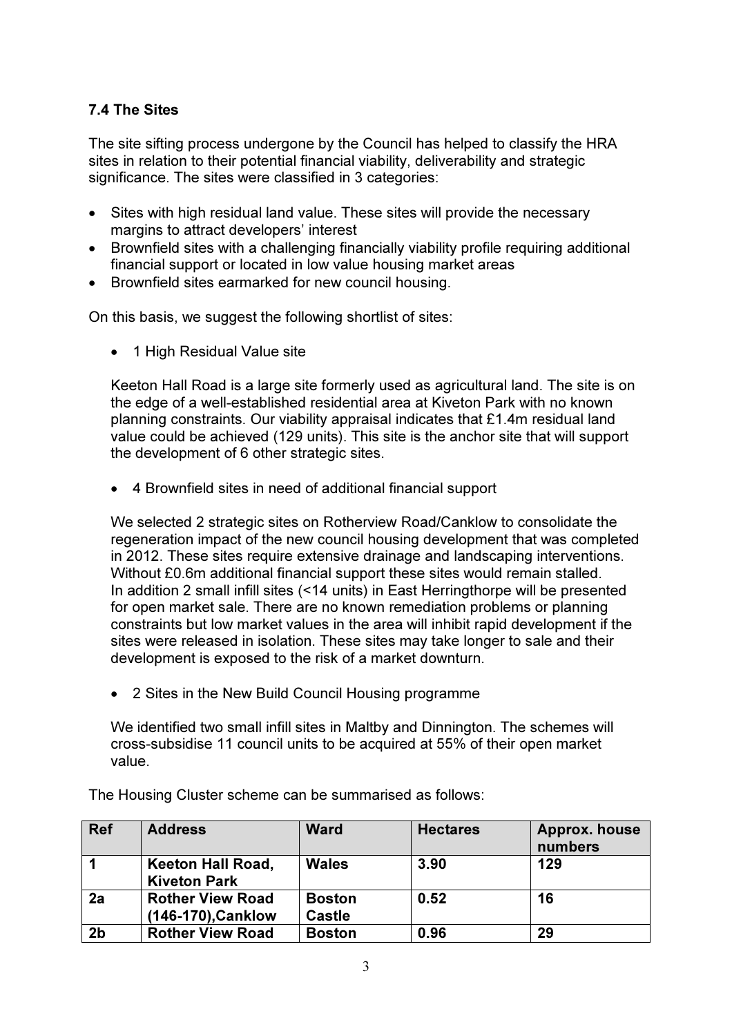### 7.4 The Sites

The site sifting process undergone by the Council has helped to classify the HRA sites in relation to their potential financial viability, deliverability and strategic significance. The sites were classified in 3 categories:

- Sites with high residual land value. These sites will provide the necessary margins to attract developers' interest
- Brownfield sites with a challenging financially viability profile requiring additional financial support or located in low value housing market areas
- Brownfield sites earmarked for new council housing.

On this basis, we suggest the following shortlist of sites:

- 1 High Residual Value site

Keeton Hall Road is a large site formerly used as agricultural land. The site is on the edge of a well-established residential area at Kiveton Park with no known planning constraints. Our viability appraisal indicates that £1.4m residual land value could be achieved (129 units). This site is the anchor site that will support the development of 6 other strategic sites.

- 4 Brownfield sites in need of additional financial support

We selected 2 strategic sites on Rotherview Road/Canklow to consolidate the regeneration impact of the new council housing development that was completed in 2012. These sites require extensive drainage and landscaping interventions. Without £0.6m additional financial support these sites would remain stalled.
In addition 2 small infill sites (<14 units) in East Herringthorpe will be presented for open market sale. There are no known remediation problems or planning constraints but low market values in the area will inhibit rapid development if the sites were released in isolation. These sites may take longer to sale and their development is exposed to the risk of a market downturn.

- 2 Sites in the New Build Council Housing programme

We identified two small infill sites in Maltby and Dinnington. The schemes will cross-subsidise 11 council units to be acquired at 55% of their open market value.

The Housing Cluster scheme can be summarised as follows:

| Ref | Address | Ward | Hectares | Approx. house numbers |
|---|---|---|---|---|
| **1** | **Keeton Hall Road, Kiveton Park** | **Wales** | **3.90** | **129** |
| **2a** | **Rother View Road (146-170),Canklow** | **Boston Castle** | **0.52** | **16** |
| **2b** | **Rother View Road** | **Boston** | **0.96** | **29** |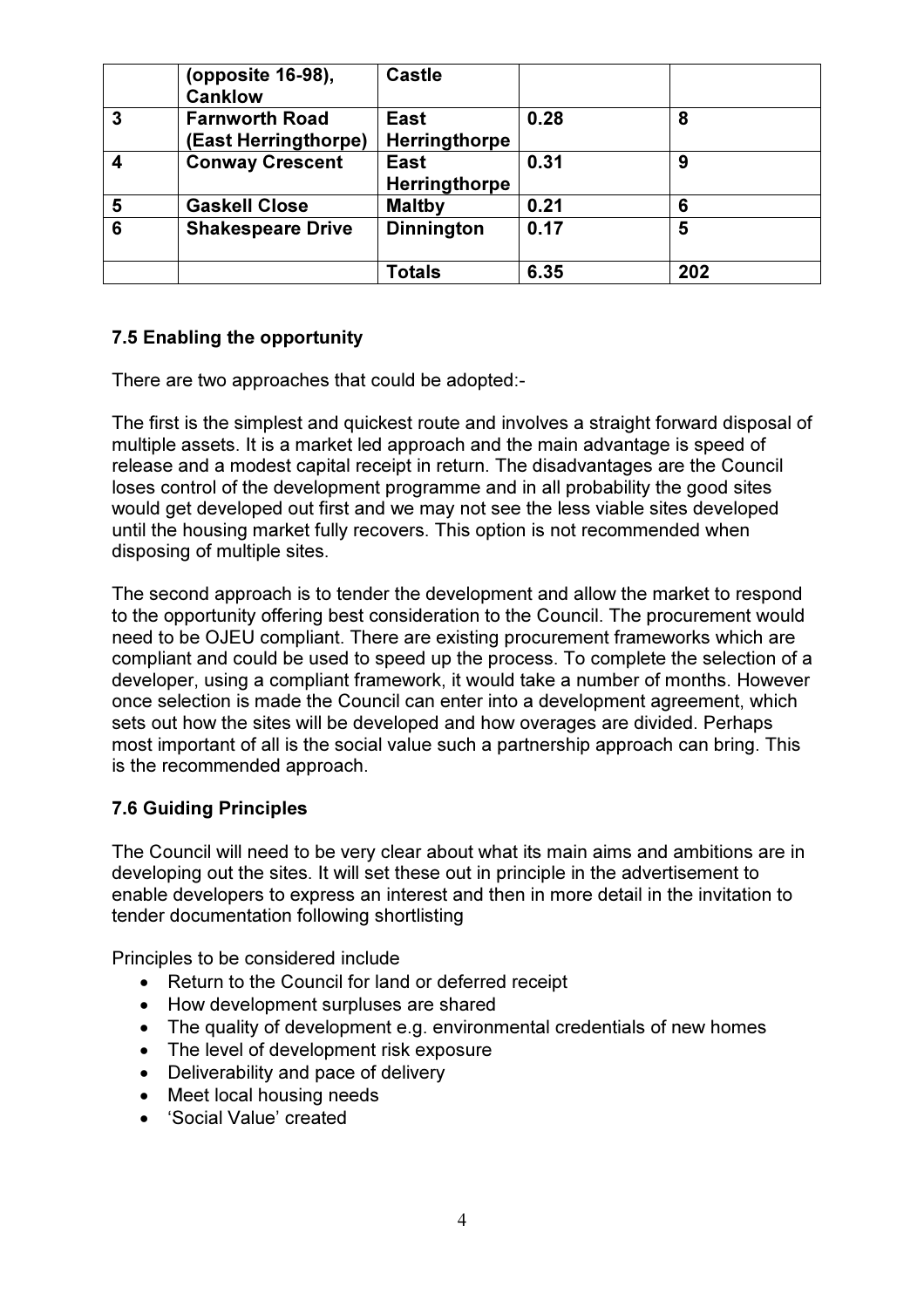|   | (opposite 16-98), Canklow | Castle |   |   |
|---|---|---|---|---|
| 3 | Farnworth Road (East Herringthorpe) | East Herringthorpe | 0.28 | 8 |
| 4 | Conway Crescent | East Herringthorpe | 0.31 | 9 |
| 5 | Gaskell Close | Maltby | 0.21 | 6 |
| 6 | Shakespeare Drive | Dinnington | 0.17 | 5 |
|   |   | Totals | 6.35 | 202 |

### 7.5 Enabling the opportunity

There are two approaches that could be adopted:-

The first is the simplest and quickest route and involves a straight forward disposal of multiple assets. It is a market led approach and the main advantage is speed of release and a modest capital receipt in return. The disadvantages are the Council loses control of the development programme and in all probability the good sites would get developed out first and we may not see the less viable sites developed until the housing market fully recovers. This option is not recommended when disposing of multiple sites.

The second approach is to tender the development and allow the market to respond to the opportunity offering best consideration to the Council. The procurement would need to be OJEU compliant. There are existing procurement frameworks which are compliant and could be used to speed up the process. To complete the selection of a developer, using a compliant framework, it would take a number of months. However once selection is made the Council can enter into a development agreement, which sets out how the sites will be developed and how overages are divided. Perhaps most important of all is the social value such a partnership approach can bring. This is the recommended approach.

### 7.6 Guiding Principles

The Council will need to be very clear about what its main aims and ambitions are in developing out the sites. It will set these out in principle in the advertisement to enable developers to express an interest and then in more detail in the invitation to tender documentation following shortlisting

Principles to be considered include

- Return to the Council for land or deferred receipt
- How development surpluses are shared
- The quality of development e.g. environmental credentials of new homes
- The level of development risk exposure
- Deliverability and pace of delivery
- Meet local housing needs
- 'Social Value' created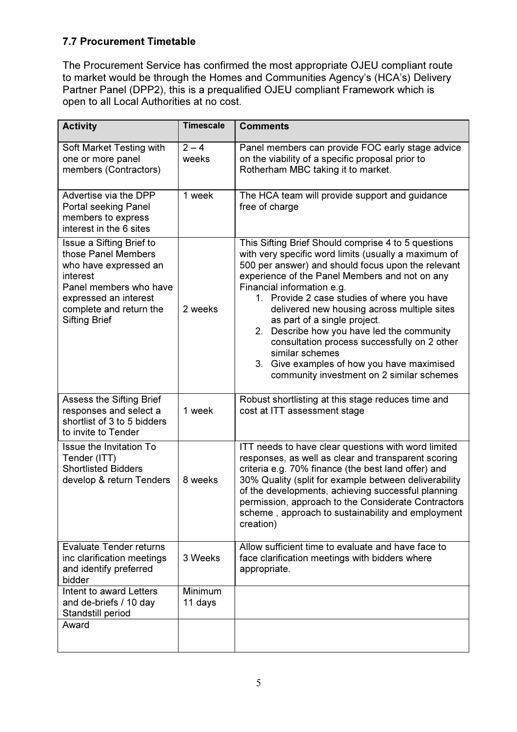### 7.7 Procurement Timetable

The Procurement Service has confirmed the most appropriate OJEU compliant route to market would be through the Homes and Communities Agency's (HCA's) Delivery Partner Panel (DPP2), this is a prequalified OJEU compliant Framework which is open to all Local Authorities at no cost.

| Activity | Timescale | Comments |
|---|---|---|
| Soft Market Testing with one or more panel members (Contractors) | 2 – 4 weeks | Panel members can provide FOC early stage advice on the viability of a specific proposal prior to Rotherham MBC taking it to market. |
| Advertise via the DPP Portal seeking Panel members to express interest in the 6 sites | 1 week | The HCA team will provide support and guidance free of charge |
| Issue a Sifting Brief to those Panel Members who have expressed an interest<br>Panel members who have expressed an interest complete and return the Sifting Brief | 2 weeks | This Sifting Brief Should comprise 4 to 5 questions with very specific word limits (usually a maximum of 500 per answer) and should focus upon the relevant experience of the Panel Members and not on any Financial information e.g.<br>1. Provide 2 case studies of where you have delivered new housing across multiple sites as part of a single project.<br>2. Describe how you have led the community consultation process successfully on 2 other similar schemes<br>3. Give examples of how you have maximised community investment on 2 similar schemes |
| Assess the Sifting Brief responses and select a shortlist of 3 to 5 bidders to invite to Tender | 1 week | Robust shortlisting at this stage reduces time and cost at ITT assessment stage |
| Issue the Invitation To Tender (ITT)<br>Shortlisted Bidders develop & return Tenders | 8 weeks | ITT needs to have clear questions with word limited responses, as well as clear and transparent scoring criteria e.g. 70% finance (the best land offer) and 30% Quality (split for example between deliverability of the developments, achieving successful planning permission, approach to the Considerate Contractors scheme , approach to sustainability and employment creation) |
| Evaluate Tender returns inc clarification meetings and identify preferred bidder | 3 Weeks | Allow sufficient time to evaluate and have face to face clarification meetings with bidders where appropriate. |
| Intent to award Letters and de-briefs / 10 day Standstill period | Minimum 11 days | |
| Award | | |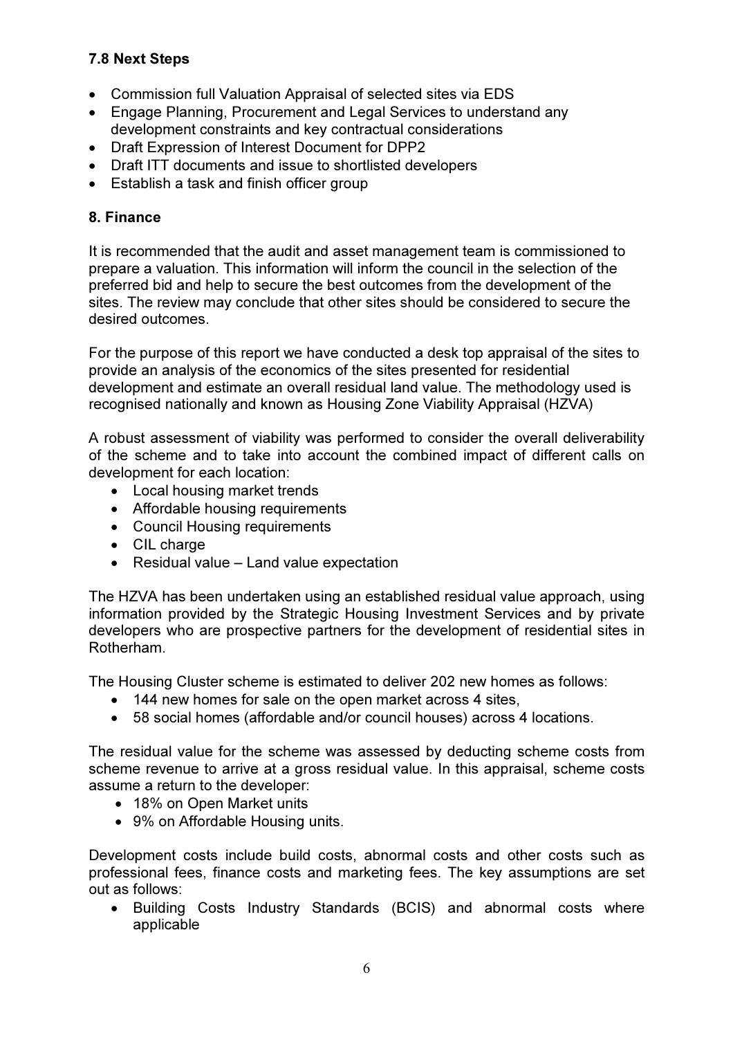### 7.8 Next Steps

- Commission full Valuation Appraisal of selected sites via EDS
- Engage Planning, Procurement and Legal Services to understand any development constraints and key contractual considerations
- Draft Expression of Interest Document for DPP2
- Draft ITT documents and issue to shortlisted developers
- Establish a task and finish officer group

## 8. Finance

It is recommended that the audit and asset management team is commissioned to prepare a valuation. This information will inform the council in the selection of the preferred bid and help to secure the best outcomes from the development of the sites. The review may conclude that other sites should be considered to secure the desired outcomes.

For the purpose of this report we have conducted a desk top appraisal of the sites to provide an analysis of the economics of the sites presented for residential development and estimate an overall residual land value. The methodology used is recognised nationally and known as Housing Zone Viability Appraisal (HZVA)

A robust assessment of viability was performed to consider the overall deliverability of the scheme and to take into account the combined impact of different calls on development for each location:

- Local housing market trends
- Affordable housing requirements
- Council Housing requirements
- CIL charge
- Residual value – Land value expectation

The HZVA has been undertaken using an established residual value approach, using information provided by the Strategic Housing Investment Services and by private developers who are prospective partners for the development of residential sites in Rotherham.

The Housing Cluster scheme is estimated to deliver 202 new homes as follows:

- 144 new homes for sale on the open market across 4 sites,
- 58 social homes (affordable and/or council houses) across 4 locations.

The residual value for the scheme was assessed by deducting scheme costs from scheme revenue to arrive at a gross residual value. In this appraisal, scheme costs assume a return to the developer:

- 18% on Open Market units
- 9% on Affordable Housing units.

Development costs include build costs, abnormal costs and other costs such as professional fees, finance costs and marketing fees. The key assumptions are set out as follows:

- Building Costs Industry Standards (BCIS) and abnormal costs where applicable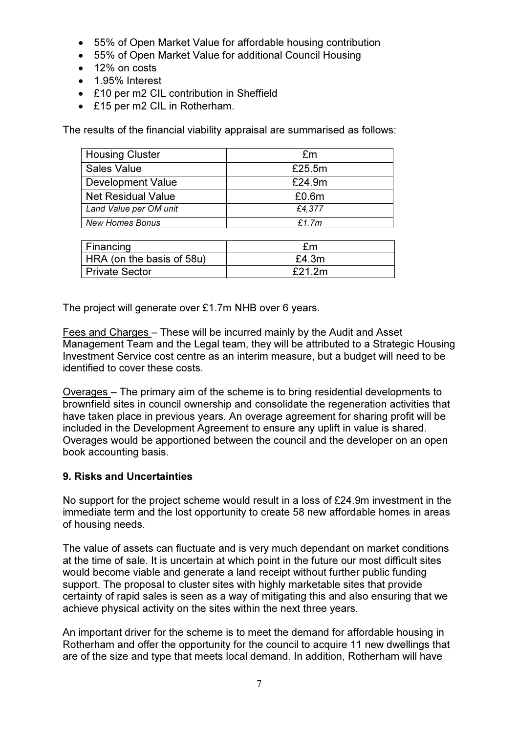- 55% of Open Market Value for affordable housing contribution
- 55% of Open Market Value for additional Council Housing
- 12% on costs
- 1.95% Interest
- £10 per m2 CIL contribution in Sheffield
- £15 per m2 CIL in Rotherham.

The results of the financial viability appraisal are summarised as follows:

| Housing Cluster | £m |
|---|---|
| Sales Value | £25.5m |
| Development Value | £24.9m |
| Net Residual Value | £0.6m |
| *Land Value per OM unit* | *£4,377* |
| *New Homes Bonus* | *£1.7m* |

| Financing | £m |
|---|---|
| HRA (on the basis of 58u) | £4.3m |
| Private Sector | £21.2m |

The project will generate over £1.7m NHB over 6 years.

Fees and Charges – These will be incurred mainly by the Audit and Asset Management Team and the Legal team, they will be attributed to a Strategic Housing Investment Service cost centre as an interim measure, but a budget will need to be identified to cover these costs.

Overages – The primary aim of the scheme is to bring residential developments to brownfield sites in council ownership and consolidate the regeneration activities that have taken place in previous years. An overage agreement for sharing profit will be included in the Development Agreement to ensure any uplift in value is shared. Overages would be apportioned between the council and the developer on an open book accounting basis.

### 9. Risks and Uncertainties

No support for the project scheme would result in a loss of £24.9m investment in the immediate term and the lost opportunity to create 58 new affordable homes in areas of housing needs.

The value of assets can fluctuate and is very much dependant on market conditions at the time of sale. It is uncertain at which point in the future our most difficult sites would become viable and generate a land receipt without further public funding support. The proposal to cluster sites with highly marketable sites that provide certainty of rapid sales is seen as a way of mitigating this and also ensuring that we achieve physical activity on the sites within the next three years.

An important driver for the scheme is to meet the demand for affordable housing in Rotherham and offer the opportunity for the council to acquire 11 new dwellings that are of the size and type that meets local demand. In addition, Rotherham will have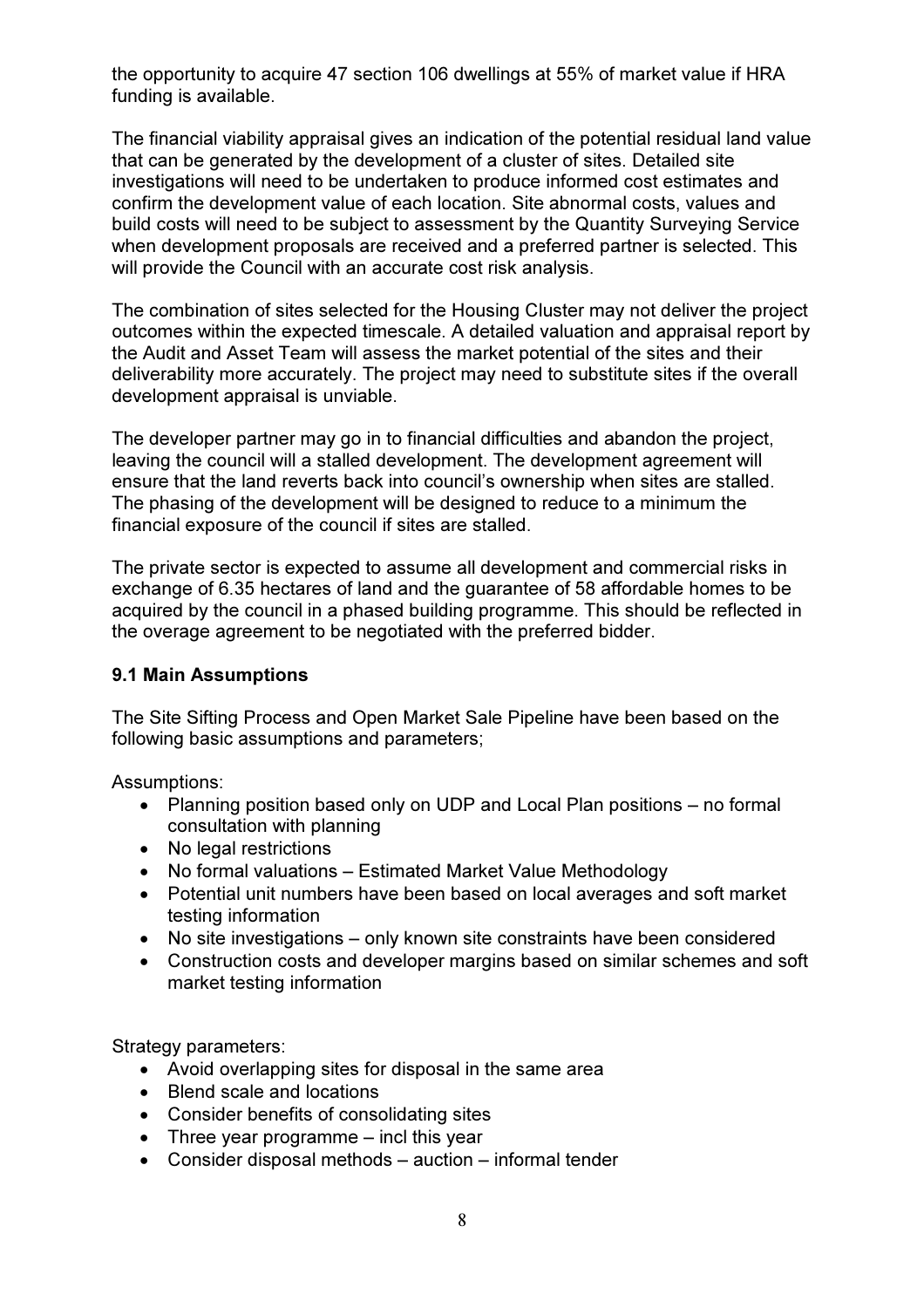the opportunity to acquire 47 section 106 dwellings at 55% of market value if HRA funding is available.

The financial viability appraisal gives an indication of the potential residual land value that can be generated by the development of a cluster of sites. Detailed site investigations will need to be undertaken to produce informed cost estimates and confirm the development value of each location. Site abnormal costs, values and build costs will need to be subject to assessment by the Quantity Surveying Service when development proposals are received and a preferred partner is selected. This will provide the Council with an accurate cost risk analysis.

The combination of sites selected for the Housing Cluster may not deliver the project outcomes within the expected timescale. A detailed valuation and appraisal report by the Audit and Asset Team will assess the market potential of the sites and their deliverability more accurately. The project may need to substitute sites if the overall development appraisal is unviable.

The developer partner may go in to financial difficulties and abandon the project, leaving the council will a stalled development. The development agreement will ensure that the land reverts back into council's ownership when sites are stalled. The phasing of the development will be designed to reduce to a minimum the financial exposure of the council if sites are stalled.

The private sector is expected to assume all development and commercial risks in exchange of 6.35 hectares of land and the guarantee of 58 affordable homes to be acquired by the council in a phased building programme. This should be reflected in the overage agreement to be negotiated with the preferred bidder.

**9.1 Main Assumptions**

The Site Sifting Process and Open Market Sale Pipeline have been based on the following basic assumptions and parameters;

Assumptions:

- Planning position based only on UDP and Local Plan positions – no formal consultation with planning
- No legal restrictions
- No formal valuations – Estimated Market Value Methodology
- Potential unit numbers have been based on local averages and soft market testing information
- No site investigations – only known site constraints have been considered
- Construction costs and developer margins based on similar schemes and soft market testing information

Strategy parameters:

- Avoid overlapping sites for disposal in the same area
- Blend scale and locations
- Consider benefits of consolidating sites
- Three year programme – incl this year
- Consider disposal methods – auction – informal tender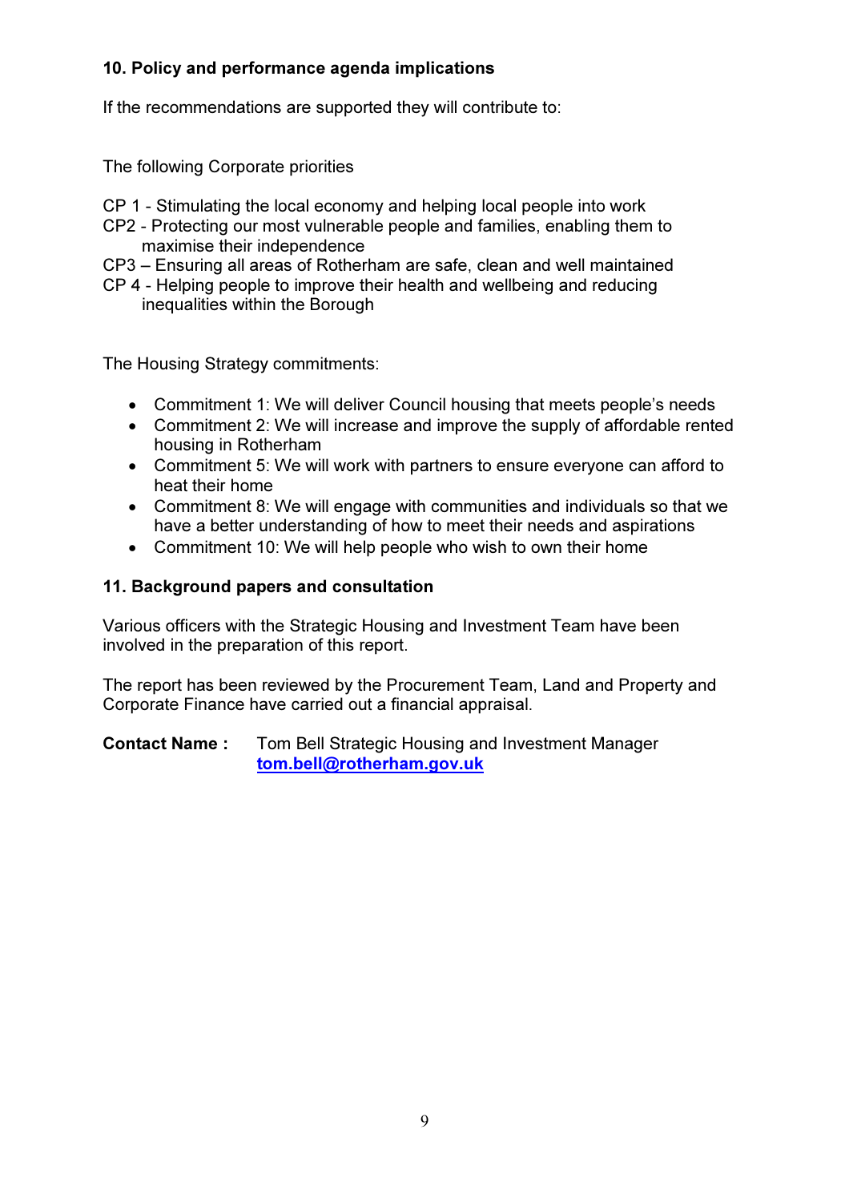## 10. Policy and performance agenda implications

If the recommendations are supported they will contribute to:

The following Corporate priorities

CP 1 - Stimulating the local economy and helping local people into work
CP2 - Protecting our most vulnerable people and families, enabling them to maximise their independence
CP3 – Ensuring all areas of Rotherham are safe, clean and well maintained
CP 4 - Helping people to improve their health and wellbeing and reducing inequalities within the Borough

The Housing Strategy commitments:

- Commitment 1: We will deliver Council housing that meets people's needs
- Commitment 2: We will increase and improve the supply of affordable rented housing in Rotherham
- Commitment 5: We will work with partners to ensure everyone can afford to heat their home
- Commitment 8: We will engage with communities and individuals so that we have a better understanding of how to meet their needs and aspirations
- Commitment 10: We will help people who wish to own their home

## 11. Background papers and consultation

Various officers with the Strategic Housing and Investment Team have been involved in the preparation of this report.

The report has been reviewed by the Procurement Team, Land and Property and Corporate Finance have carried out a financial appraisal.

**Contact Name :** Tom Bell Strategic Housing and Investment Manager
**tom.bell@rotherham.gov.uk**